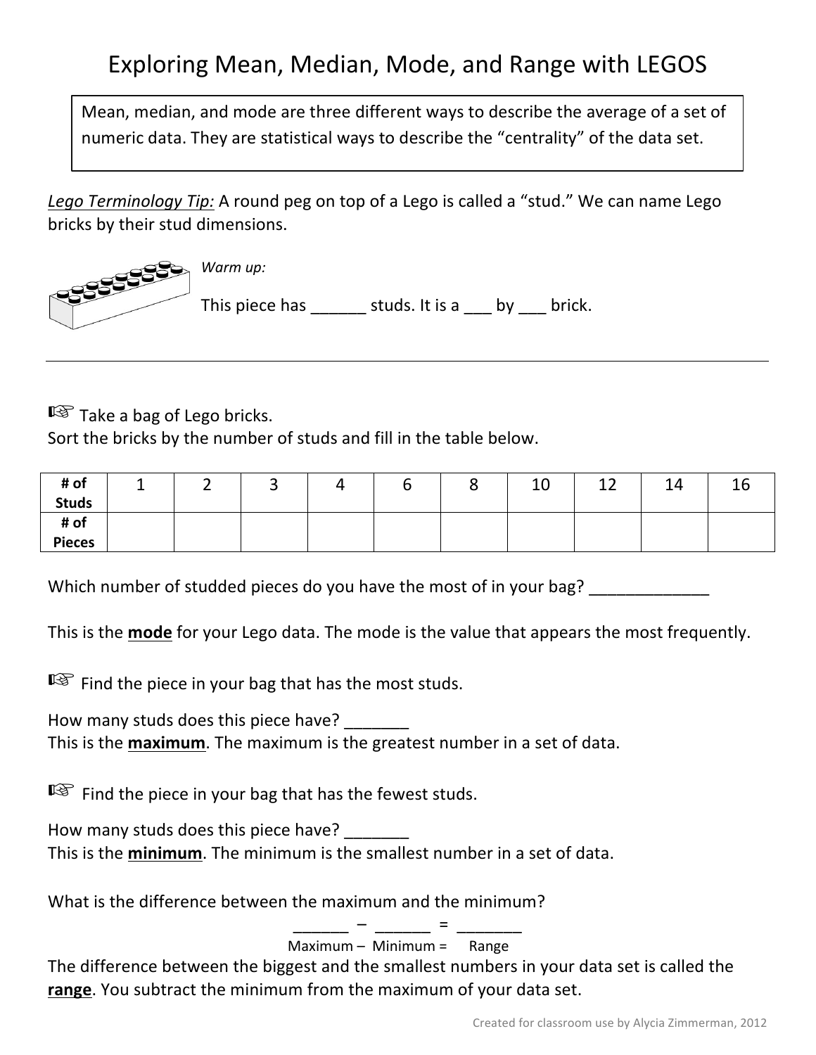# Exploring Mean, Median, Mode, and Range with LEGOS

Mean, median, and mode are three different ways to describe the average of a set of numeric data. They are statistical ways to describe the "centrality" of the data set.

*Lego Terminology Tip:* A round peg on top of a Lego is called a "stud." We can name Lego bricks by their stud dimensions.

*Warm up:*

This piece has ______ studs. It is a ___ by ___ brick.

---

☞ Take a bag of Lego bricks.
Sort the bricks by the number of studs and fill in the table below.

| # of Studs | 1 | 2 | 3 | 4 | 6 | 8 | 10 | 12 | 14 | 16 |
|---|---|---|---|---|---|---|---|---|---|---|
| # of Pieces | | | | | | | | | | |

Which number of studded pieces do you have the most of in your bag? _____________

This is the **mode** for your Lego data. The mode is the value that appears the most frequently.

☞ Find the piece in your bag that has the most studs.

How many studs does this piece have? _______
This is the **maximum**. The maximum is the greatest number in a set of data.

☞ Find the piece in your bag that has the fewest studs.

How many studs does this piece have? _______
This is the **minimum**. The minimum is the smallest number in a set of data.

What is the difference between the maximum and the minimum?

______ – ______ = _______
Maximum – Minimum = Range

The difference between the biggest and the smallest numbers in your data set is called the **range**. You subtract the minimum from the maximum of your data set.

Created for classroom use by Alycia Zimmerman, 2012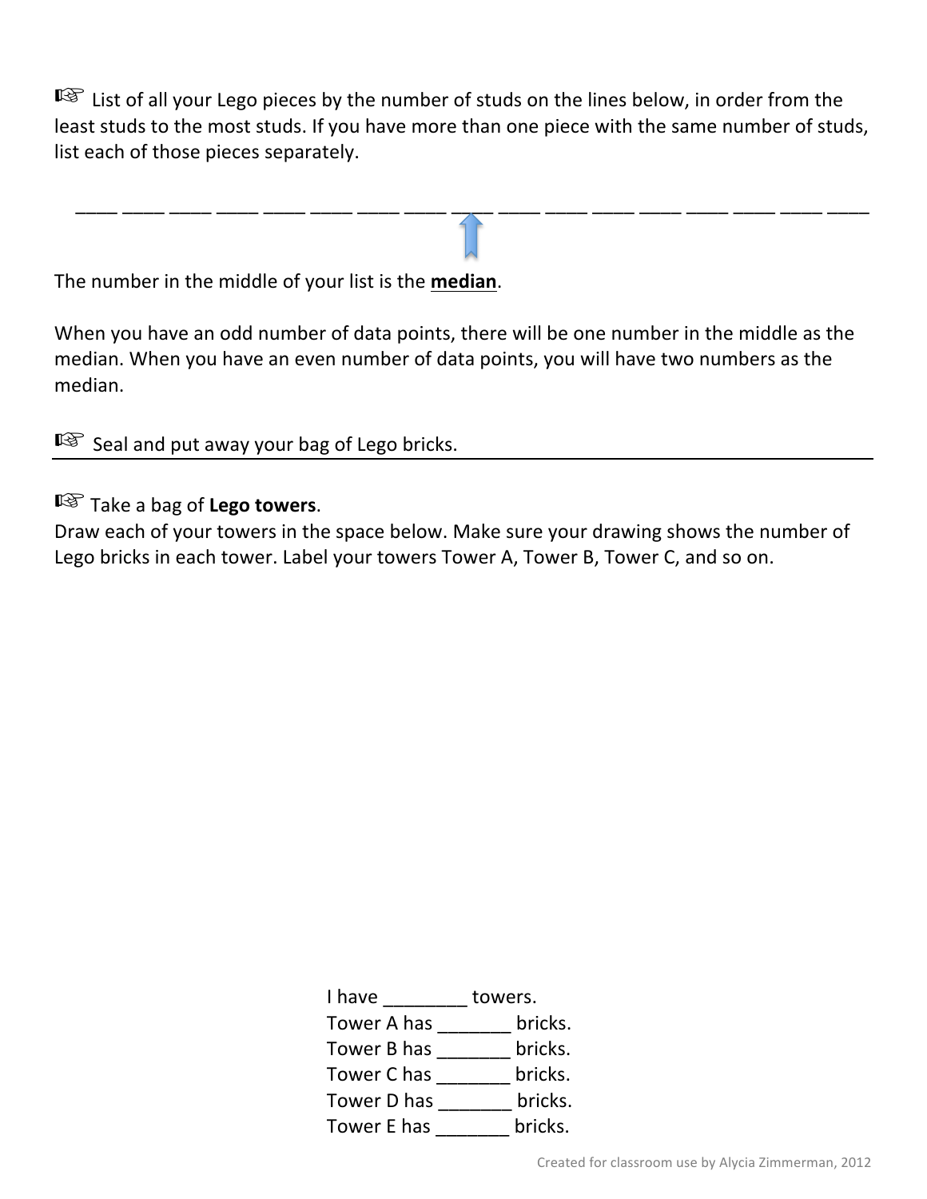☞ List of all your Lego pieces by the number of studs on the lines below, in order from the least studs to the most studs. If you have more than one piece with the same number of studs, list each of those pieces separately.

____ ____ ____ ____ ____ ____ ____ ____ ____ ____ ____ ____ ____ ____ ____ ____ ____

↑

The number in the middle of your list is the **median**.

When you have an odd number of data points, there will be one number in the middle as the median. When you have an even number of data points, you will have two numbers as the median.

☞ Seal and put away your bag of Lego bricks.

---

☞ Take a bag of **Lego towers**.

Draw each of your towers in the space below. Make sure your drawing shows the number of Lego bricks in each tower. Label your towers Tower A, Tower B, Tower C, and so on.

I have ________ towers.

Tower A has _______ bricks.

Tower B has _______ bricks.

Tower C has _______ bricks.

Tower D has _______ bricks.

Tower E has _______ bricks.

Created for classroom use by Alycia Zimmerman, 2012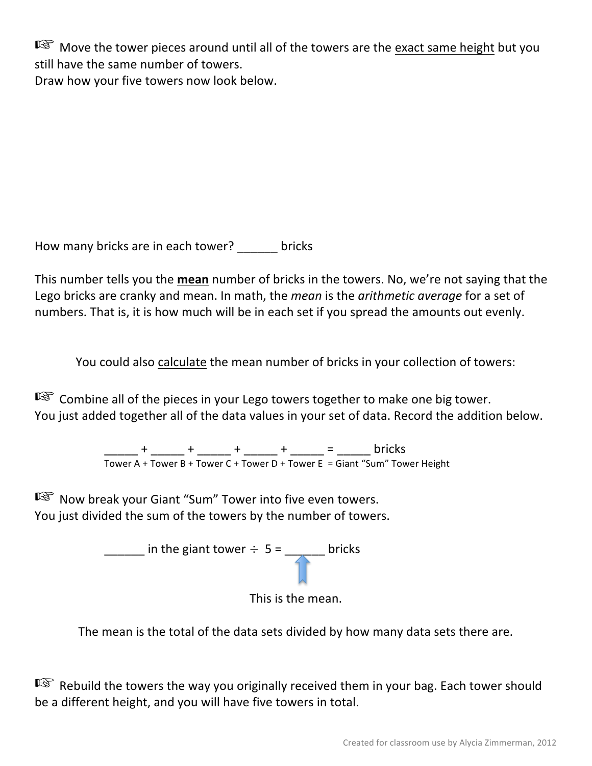☞ Move the tower pieces around until all of the towers are the exact same height but you still have the same number of towers.
Draw how your five towers now look below.

How many bricks are in each tower? ______ bricks

This number tells you the **mean** number of bricks in the towers. No, we're not saying that the Lego bricks are cranky and mean. In math, the *mean* is the *arithmetic average* for a set of numbers. That is, it is how much will be in each set if you spread the amounts out evenly.

You could also calculate the mean number of bricks in your collection of towers:

☞ Combine all of the pieces in your Lego towers together to make one big tower.
You just added together all of the data values in your set of data. Record the addition below.

_____ + _____ + _____ + _____ + _____ = _____ bricks
Tower A + Tower B + Tower C + Tower D + Tower E = Giant "Sum" Tower Height

☞ Now break your Giant "Sum" Tower into five even towers.
You just divided the sum of the towers by the number of towers.

______ in the giant tower ÷ 5 = ______ bricks

This is the mean.

The mean is the total of the data sets divided by how many data sets there are.

☞ Rebuild the towers the way you originally received them in your bag. Each tower should be a different height, and you will have five towers in total.

Created for classroom use by Alycia Zimmerman, 2012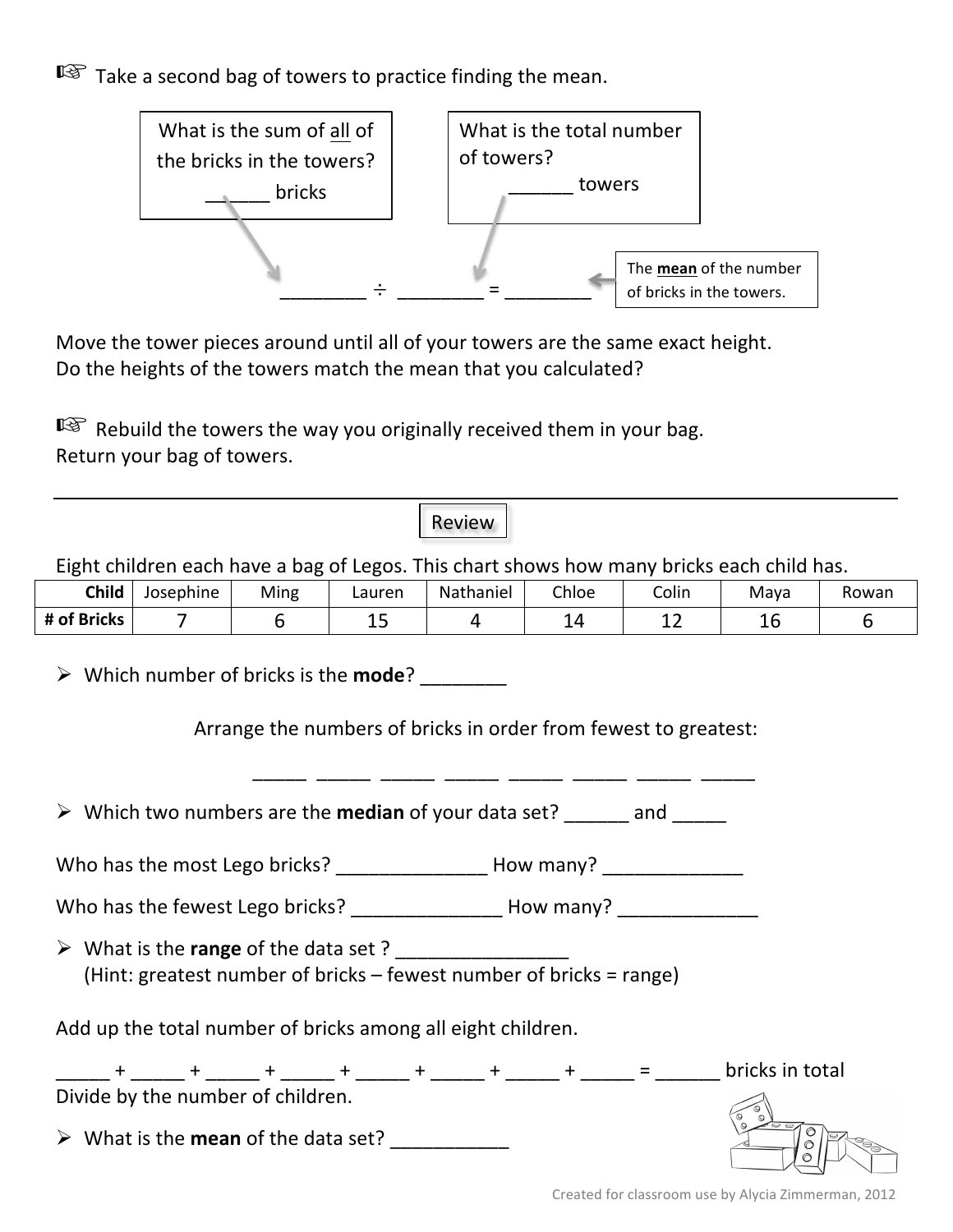☞ Take a second bag of towers to practice finding the mean.

What is the sum of all of the bricks in the towers?
______ bricks

What is the total number of towers?
______ towers

________ ÷ ________ = ________ ← The **mean** of the number of bricks in the towers.

Move the tower pieces around until all of your towers are the same exact height.
Do the heights of the towers match the mean that you calculated?

☞ Rebuild the towers the way you originally received them in your bag.
Return your bag of towers.

---

## Review

Eight children each have a bag of Legos. This chart shows how many bricks each child has.

| **Child** | Josephine | Ming | Lauren | Nathaniel | Chloe | Colin | Maya | Rowan |
|---|---|---|---|---|---|---|---|---|
| **# of Bricks** | 7 | 6 | 15 | 4 | 14 | 12 | 16 | 6 |

- Which number of bricks is the **mode**? ________

Arrange the numbers of bricks in order from fewest to greatest:

_____ _____ _____ _____ _____ _____ _____ _____

- Which two numbers are the **median** of your data set? ______ and _____

Who has the most Lego bricks? ______________ How many? _____________

Who has the fewest Lego bricks? ______________ How many? _____________

- What is the **range** of the data set ? ________________
  (Hint: greatest number of bricks – fewest number of bricks = range)

Add up the total number of bricks among all eight children.

_____ + _____ + _____ + _____ + _____ + _____ + _____ + _____ = ______ bricks in total
Divide by the number of children.

- What is the **mean** of the data set? ___________

Created for classroom use by Alycia Zimmerman, 2012